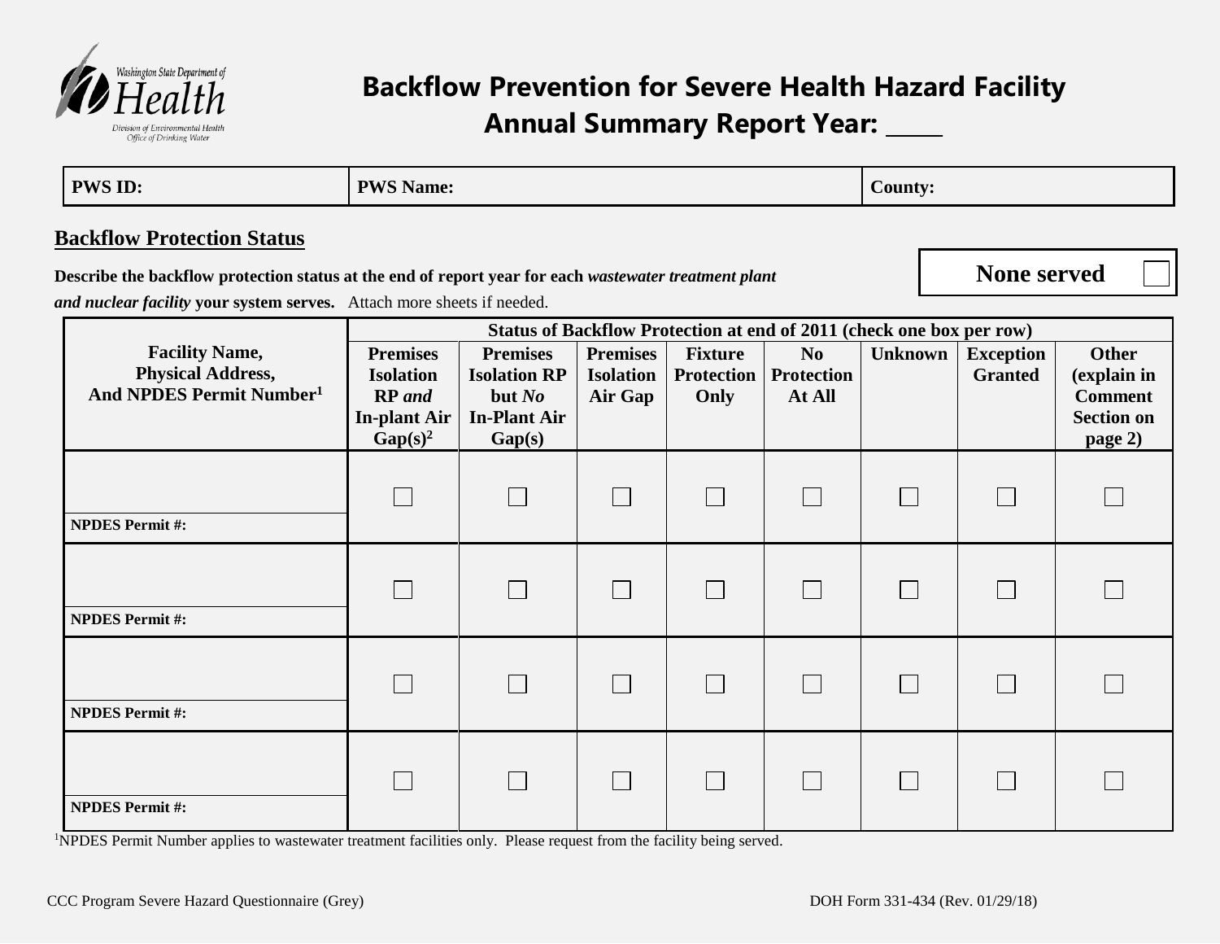Washington State Department of Health
Division of Environmental Health
Office of Drinking Water

# Backflow Prevention for Severe Health Hazard Facility
# Annual Summary Report Year: _____

| PWS ID: | PWS Name: | County: |
|---|---|---|

## Backflow Protection Status

**Describe the backflow protection status at the end of report year for each *wastewater treatment plant and nuclear facility* your system serves.** Attach more sheets if needed.

**None served** ☐

| Facility Name, Physical Address, And NPDES Permit Number[1] | Status of Backflow Protection at end of 2011 (check one box per row) | | | | | | | |
|---|---|---|---|---|---|---|---|---|
| | Premises Isolation RP *and* In-plant Air Gap(s)[2] | Premises Isolation RP but *No* In-Plant Air Gap(s) | Premises Isolation Air Gap | Fixture Protection Only | No Protection At All | Unknown | Exception Granted | Other (explain in Comment Section on page 2) |
| NPDES Permit #: | ☐ | ☐ | ☐ | ☐ | ☐ | ☐ | ☐ | ☐ |
| NPDES Permit #: | ☐ | ☐ | ☐ | ☐ | ☐ | ☐ | ☐ | ☐ |
| NPDES Permit #: | ☐ | ☐ | ☐ | ☐ | ☐ | ☐ | ☐ | ☐ |
| NPDES Permit #: | ☐ | ☐ | ☐ | ☐ | ☐ | ☐ | ☐ | ☐ |

[1]NPDES Permit Number applies to wastewater treatment facilities only. Please request from the facility being served.

CCC Program Severe Hazard Questionnaire (Grey)

DOH Form 331-434 (Rev. 01/29/18)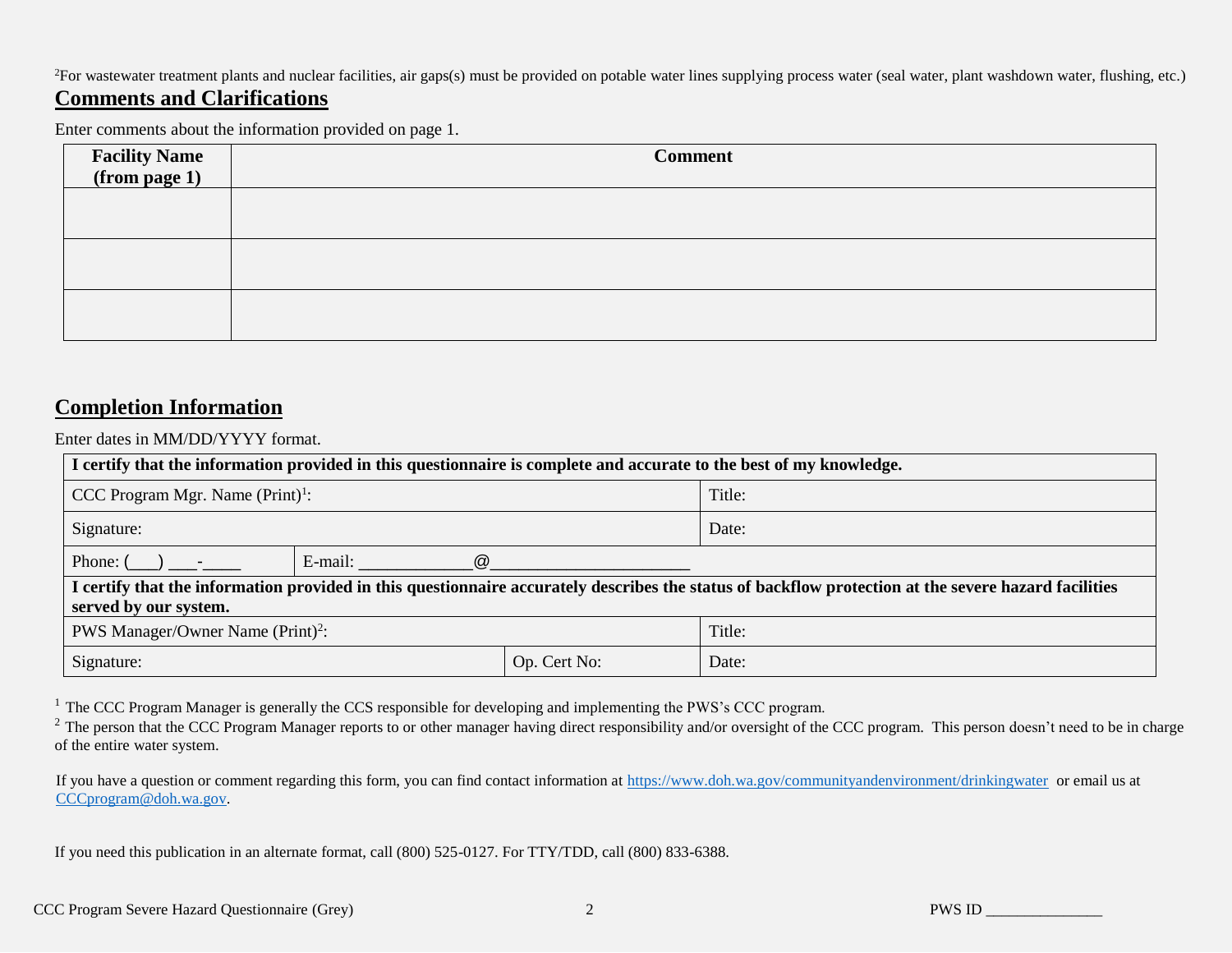[2]For wastewater treatment plants and nuclear facilities, air gaps(s) must be provided on potable water lines supplying process water (seal water, plant washdown water, flushing, etc.)

## Comments and Clarifications

Enter comments about the information provided on page 1.

| Facility Name (from page 1) | Comment |
|---|---|
| | |
| | |
| | |

## Completion Information

Enter dates in MM/DD/YYYY format.

| | | | |
|---|---|---|---|
| **I certify that the information provided in this questionnaire is complete and accurate to the best of my knowledge.** | | | |
| CCC Program Mgr. Name (Print)[1]: | | | Title: |
| Signature: | | | Date: |
| Phone: (___) ___-____ | E-mail: ____________@_____________________ | | |
| **I certify that the information provided in this questionnaire accurately describes the status of backflow protection at the severe hazard facilities served by our system.** | | | |
| PWS Manager/Owner Name (Print)[2]: | | | Title: |
| Signature: | | Op. Cert No: | Date: |

[1] The CCC Program Manager is generally the CCS responsible for developing and implementing the PWS's CCC program.

[2] The person that the CCC Program Manager reports to or other manager having direct responsibility and/or oversight of the CCC program. This person doesn't need to be in charge of the entire water system.

If you have a question or comment regarding this form, you can find contact information at https://www.doh.wa.gov/communityandenvironment/drinkingwater or email us at CCCprogram@doh.wa.gov.

If you need this publication in an alternate format, call (800) 525-0127. For TTY/TDD, call (800) 833-6388.

CCC Program Severe Hazard Questionnaire (Grey)

PWS ID _______________